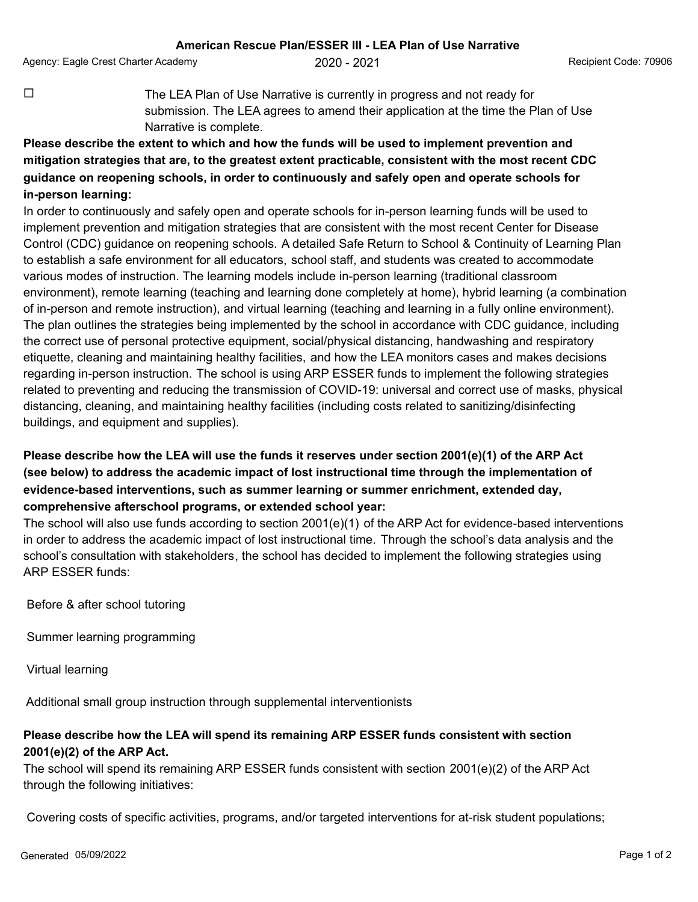# American Rescue Plan/ESSER III - LEA Plan of Use Narrative

Agency: Eagle Crest Charter Academy | 2020 - 2021 | Recipient Code: 70906

☐ The LEA Plan of Use Narrative is currently in progress and not ready for submission. The LEA agrees to amend their application at the time the Plan of Use Narrative is complete.

**Please describe the extent to which and how the funds will be used to implement prevention and mitigation strategies that are, to the greatest extent practicable, consistent with the most recent CDC guidance on reopening schools, in order to continuously and safely open and operate schools for in-person learning:**

In order to continuously and safely open and operate schools for in-person learning funds will be used to implement prevention and mitigation strategies that are consistent with the most recent Center for Disease Control (CDC) guidance on reopening schools. A detailed Safe Return to School & Continuity of Learning Plan to establish a safe environment for all educators, school staff, and students was created to accommodate various modes of instruction. The learning models include in-person learning (traditional classroom environment), remote learning (teaching and learning done completely at home), hybrid learning (a combination of in-person and remote instruction), and virtual learning (teaching and learning in a fully online environment). The plan outlines the strategies being implemented by the school in accordance with CDC guidance, including the correct use of personal protective equipment, social/physical distancing, handwashing and respiratory etiquette, cleaning and maintaining healthy facilities, and how the LEA monitors cases and makes decisions regarding in-person instruction. The school is using ARP ESSER funds to implement the following strategies related to preventing and reducing the transmission of COVID-19: universal and correct use of masks, physical distancing, cleaning, and maintaining healthy facilities (including costs related to sanitizing/disinfecting buildings, and equipment and supplies).

**Please describe how the LEA will use the funds it reserves under section 2001(e)(1) of the ARP Act (see below) to address the academic impact of lost instructional time through the implementation of evidence-based interventions, such as summer learning or summer enrichment, extended day, comprehensive afterschool programs, or extended school year:**

The school will also use funds according to section 2001(e)(1) of the ARP Act for evidence-based interventions in order to address the academic impact of lost instructional time. Through the school's data analysis and the school's consultation with stakeholders, the school has decided to implement the following strategies using ARP ESSER funds:

Before & after school tutoring

Summer learning programming

Virtual learning

Additional small group instruction through supplemental interventionists

**Please describe how the LEA will spend its remaining ARP ESSER funds consistent with section 2001(e)(2) of the ARP Act.**

The school will spend its remaining ARP ESSER funds consistent with section 2001(e)(2) of the ARP Act through the following initiatives:

Covering costs of specific activities, programs, and/or targeted interventions for at-risk student populations;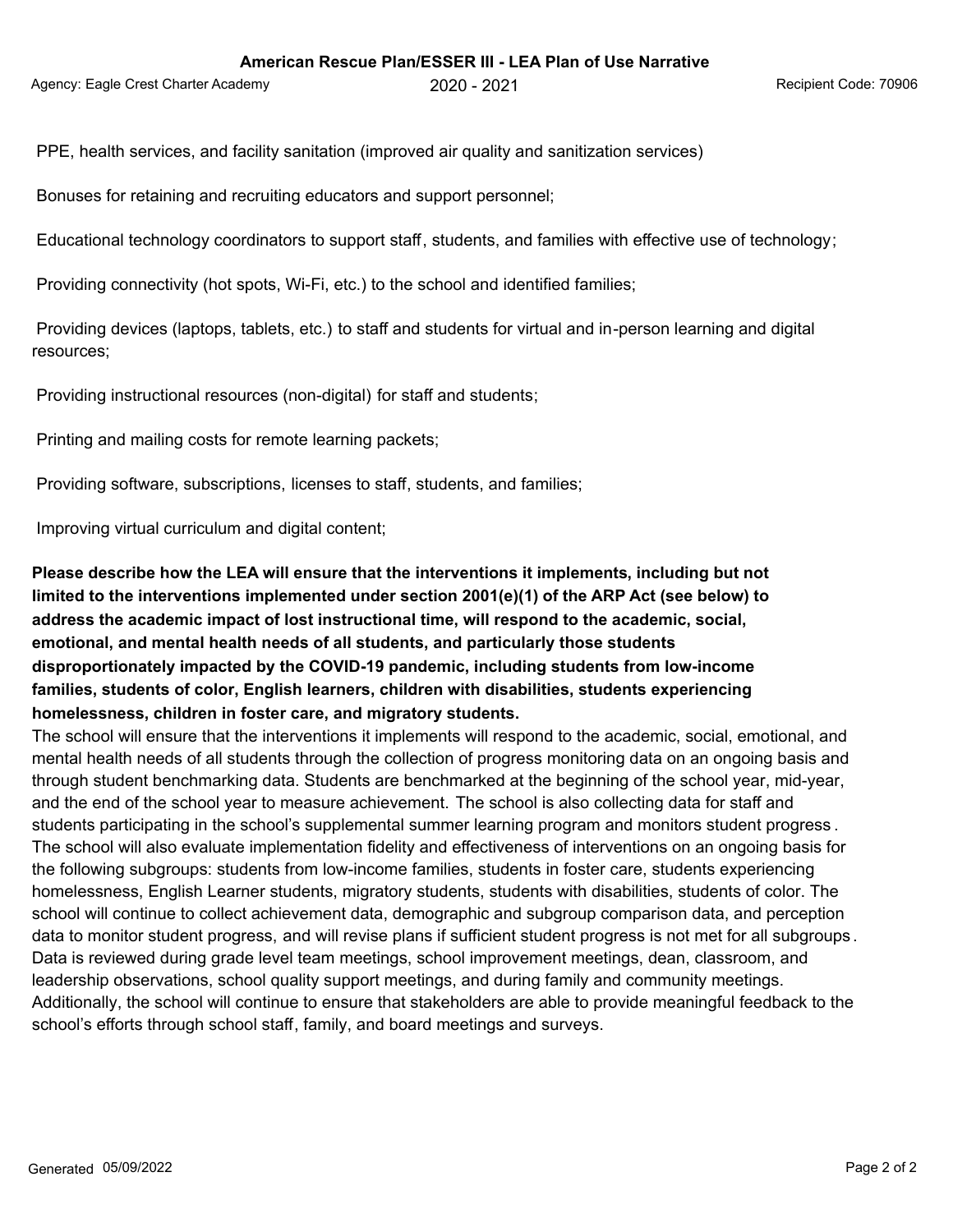PPE, health services, and facility sanitation (improved air quality and sanitization services)

Bonuses for retaining and recruiting educators and support personnel;

Educational technology coordinators to support staff, students, and families with effective use of technology;

Providing connectivity (hot spots, Wi-Fi, etc.) to the school and identified families;

Providing devices (laptops, tablets, etc.) to staff and students for virtual and in-person learning and digital resources;

Providing instructional resources (non-digital) for staff and students;

Printing and mailing costs for remote learning packets;

Providing software, subscriptions, licenses to staff, students, and families;

Improving virtual curriculum and digital content;

**Please describe how the LEA will ensure that the interventions it implements, including but not limited to the interventions implemented under section 2001(e)(1) of the ARP Act (see below) to address the academic impact of lost instructional time, will respond to the academic, social, emotional, and mental health needs of all students, and particularly those students disproportionately impacted by the COVID-19 pandemic, including students from low-income families, students of color, English learners, children with disabilities, students experiencing homelessness, children in foster care, and migratory students.**

The school will ensure that the interventions it implements will respond to the academic, social, emotional, and mental health needs of all students through the collection of progress monitoring data on an ongoing basis and through student benchmarking data. Students are benchmarked at the beginning of the school year, mid-year, and the end of the school year to measure achievement. The school is also collecting data for staff and students participating in the school's supplemental summer learning program and monitors student progress. The school will also evaluate implementation fidelity and effectiveness of interventions on an ongoing basis for the following subgroups: students from low-income families, students in foster care, students experiencing homelessness, English Learner students, migratory students, students with disabilities, students of color. The school will continue to collect achievement data, demographic and subgroup comparison data, and perception data to monitor student progress, and will revise plans if sufficient student progress is not met for all subgroups. Data is reviewed during grade level team meetings, school improvement meetings, dean, classroom, and leadership observations, school quality support meetings, and during family and community meetings. Additionally, the school will continue to ensure that stakeholders are able to provide meaningful feedback to the school's efforts through school staff, family, and board meetings and surveys.